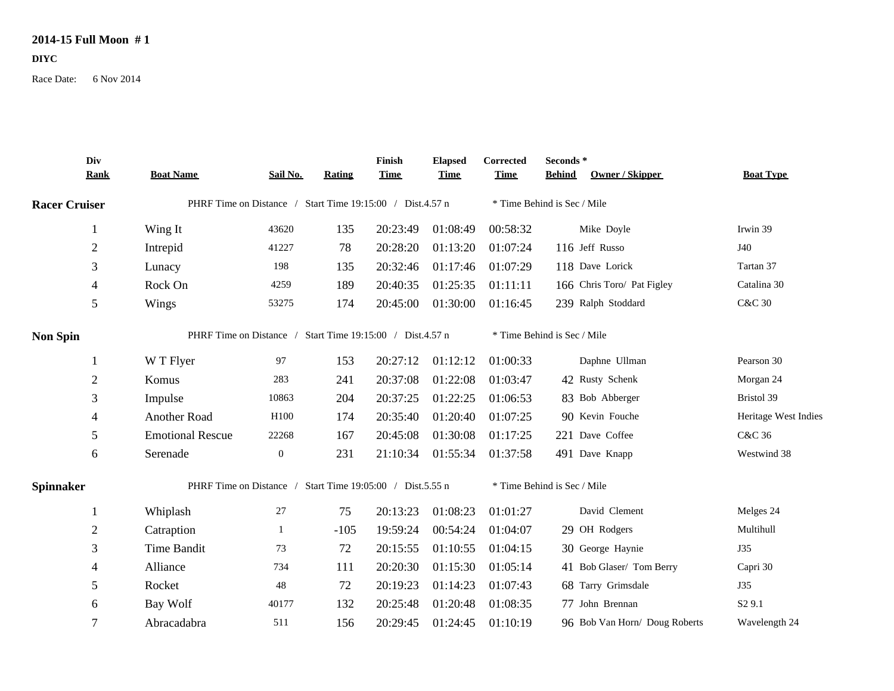# 2014-15 Full Moon # 1

**DIYC**

Race Date: 6 Nov 2014

## Racer Cruiser

PHRF Time on Distance / Start Time 19:15:00 / Dist.4.57 n — * Time Behind is Sec / Mile

| Div Rank | Boat Name | Sail No. | Rating | Finish Time | Elapsed Time | Corrected Time | Seconds * Behind | Owner / Skipper | Boat Type |
|---|---|---|---|---|---|---|---|---|---|
| 1 | Wing It | 43620 | 135 | 20:23:49 | 01:08:49 | 00:58:32 | | Mike Doyle | Irwin 39 |
| 2 | Intrepid | 41227 | 78 | 20:28:20 | 01:13:20 | 01:07:24 | 116 | Jeff Russo | J40 |
| 3 | Lunacy | 198 | 135 | 20:32:46 | 01:17:46 | 01:07:29 | 118 | Dave Lorick | Tartan 37 |
| 4 | Rock On | 4259 | 189 | 20:40:35 | 01:25:35 | 01:11:11 | 166 | Chris Toro/ Pat Figley | Catalina 30 |
| 5 | Wings | 53275 | 174 | 20:45:00 | 01:30:00 | 01:16:45 | 239 | Ralph Stoddard | C&C 30 |

## Non Spin

PHRF Time on Distance / Start Time 19:15:00 / Dist.4.57 n — * Time Behind is Sec / Mile

| Div Rank | Boat Name | Sail No. | Rating | Finish Time | Elapsed Time | Corrected Time | Seconds * Behind | Owner / Skipper | Boat Type |
|---|---|---|---|---|---|---|---|---|---|
| 1 | W T Flyer | 97 | 153 | 20:27:12 | 01:12:12 | 01:00:33 | | Daphne Ullman | Pearson 30 |
| 2 | Komus | 283 | 241 | 20:37:08 | 01:22:08 | 01:03:47 | 42 | Rusty Schenk | Morgan 24 |
| 3 | Impulse | 10863 | 204 | 20:37:25 | 01:22:25 | 01:06:53 | 83 | Bob Abberger | Bristol 39 |
| 4 | Another Road | H100 | 174 | 20:35:40 | 01:20:40 | 01:07:25 | 90 | Kevin Fouche | Heritage West Indies |
| 5 | Emotional Rescue | 22268 | 167 | 20:45:08 | 01:30:08 | 01:17:25 | 221 | Dave Coffee | C&C 36 |
| 6 | Serenade | 0 | 231 | 21:10:34 | 01:55:34 | 01:37:58 | 491 | Dave Knapp | Westwind 38 |

## Spinnaker

PHRF Time on Distance / Start Time 19:05:00 / Dist.5.55 n — * Time Behind is Sec / Mile

| Div Rank | Boat Name | Sail No. | Rating | Finish Time | Elapsed Time | Corrected Time | Seconds * Behind | Owner / Skipper | Boat Type |
|---|---|---|---|---|---|---|---|---|---|
| 1 | Whiplash | 27 | 75 | 20:13:23 | 01:08:23 | 01:01:27 | | David Clement | Melges 24 |
| 2 | Catraption | 1 | -105 | 19:59:24 | 00:54:24 | 01:04:07 | 29 | OH Rodgers | Multihull |
| 3 | Time Bandit | 73 | 72 | 20:15:55 | 01:10:55 | 01:04:15 | 30 | George Haynie | J35 |
| 4 | Alliance | 734 | 111 | 20:20:30 | 01:15:30 | 01:05:14 | 41 | Bob Glaser/ Tom Berry | Capri 30 |
| 5 | Rocket | 48 | 72 | 20:19:23 | 01:14:23 | 01:07:43 | 68 | Tarry Grimsdale | J35 |
| 6 | Bay Wolf | 40177 | 132 | 20:25:48 | 01:20:48 | 01:08:35 | 77 | John Brennan | S2 9.1 |
| 7 | Abracadabra | 511 | 156 | 20:29:45 | 01:24:45 | 01:10:19 | 96 | Bob Van Horn/ Doug Roberts | Wavelength 24 |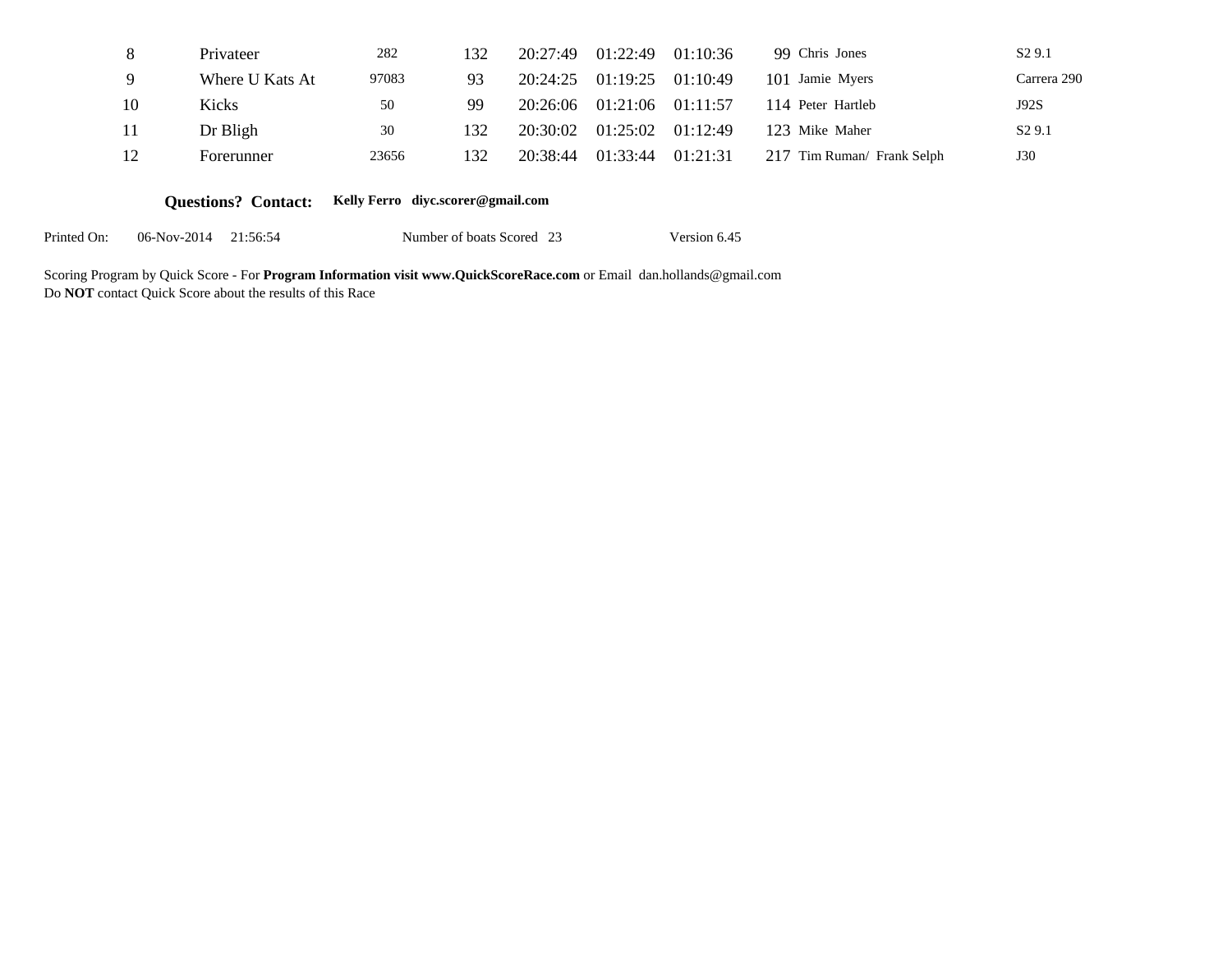| | | | | | | | | | |
|---|---|---|---|---|---|---|---|---|---|
| 8 | Privateer | 282 | 132 | 20:27:49 | 01:22:49 | 01:10:36 | 99 | Chris Jones | S2 9.1 |
| 9 | Where U Kats At | 97083 | 93 | 20:24:25 | 01:19:25 | 01:10:49 | 101 | Jamie Myers | Carrera 290 |
| 10 | Kicks | 50 | 99 | 20:26:06 | 01:21:06 | 01:11:57 | 114 | Peter Hartleb | J92S |
| 11 | Dr Bligh | 30 | 132 | 20:30:02 | 01:25:02 | 01:12:49 | 123 | Mike Maher | S2 9.1 |
| 12 | Forerunner | 23656 | 132 | 20:38:44 | 01:33:44 | 01:21:31 | 217 | Tim Ruman/ Frank Selph | J30 |

**Questions? Contact:** **Kelly Ferro diyc.scorer@gmail.com**

Printed On: 06-Nov-2014 21:56:54 Number of boats Scored 23 Version 6.45

Scoring Program by Quick Score - For **Program Information visit www.QuickScoreRace.com** or Email dan.hollands@gmail.com
Do **NOT** contact Quick Score about the results of this Race